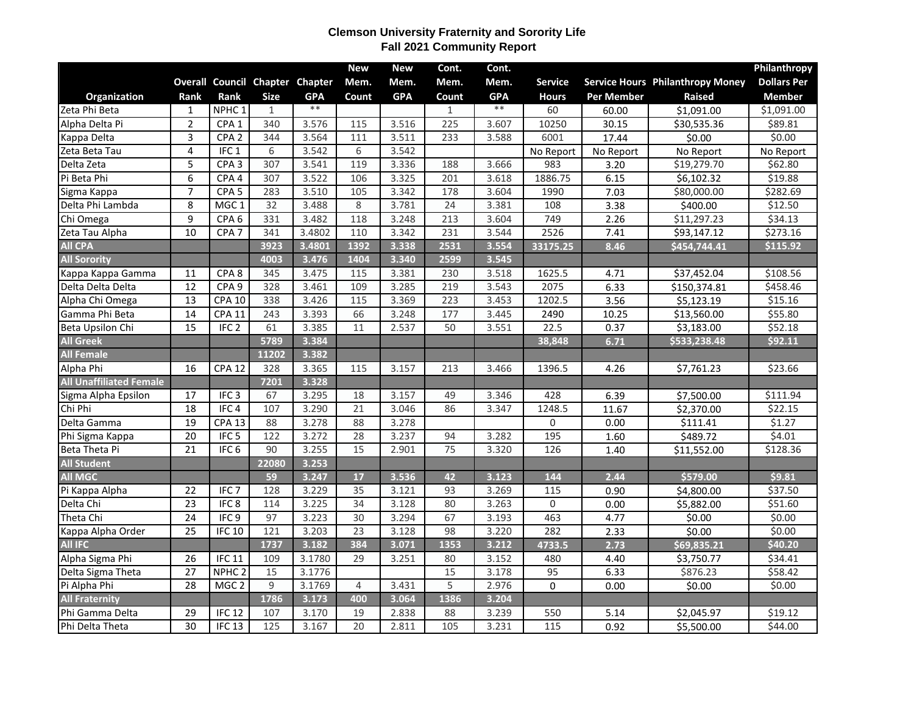# Clemson University Fraternity and Sorority Life
## Fall 2021 Community Report

| Organization | Overall Rank | Council Rank | Chapter Size | Chapter GPA | New Mem. Count | New Mem. GPA | Cont. Mem. Count | Cont. Mem. GPA | Service Hours | Service Hours Per Member | Philanthropy Money Raised | Philanthropy Dollars Per Member |
|---|---|---|---|---|---|---|---|---|---|---|---|---|
| Zeta Phi Beta | 1 | NPHC 1 | 1 | ** | | | 1 | ** | 60 | 60.00 | $1,091.00 | $1,091.00 |
| Alpha Delta Pi | 2 | CPA 1 | 340 | 3.576 | 115 | 3.516 | 225 | 3.607 | 10250 | 30.15 | $30,535.36 | $89.81 |
| Kappa Delta | 3 | CPA 2 | 344 | 3.564 | 111 | 3.511 | 233 | 3.588 | 6001 | 17.44 | $0.00 | $0.00 |
| Zeta Beta Tau | 4 | IFC 1 | 6 | 3.542 | 6 | 3.542 | | | No Report | No Report | No Report | No Report |
| Delta Zeta | 5 | CPA 3 | 307 | 3.541 | 119 | 3.336 | 188 | 3.666 | 983 | 3.20 | $19,279.70 | $62.80 |
| Pi Beta Phi | 6 | CPA 4 | 307 | 3.522 | 106 | 3.325 | 201 | 3.618 | 1886.75 | 6.15 | $6,102.32 | $19.88 |
| Sigma Kappa | 7 | CPA 5 | 283 | 3.510 | 105 | 3.342 | 178 | 3.604 | 1990 | 7.03 | $80,000.00 | $282.69 |
| Delta Phi Lambda | 8 | MGC 1 | 32 | 3.488 | 8 | 3.781 | 24 | 3.381 | 108 | 3.38 | $400.00 | $12.50 |
| Chi Omega | 9 | CPA 6 | 331 | 3.482 | 118 | 3.248 | 213 | 3.604 | 749 | 2.26 | $11,297.23 | $34.13 |
| Zeta Tau Alpha | 10 | CPA 7 | 341 | 3.4802 | 110 | 3.342 | 231 | 3.544 | 2526 | 7.41 | $93,147.12 | $273.16 |
| **All CPA** | | | **3923** | **3.4801** | **1392** | **3.338** | **2531** | **3.554** | **33175.25** | **8.46** | **$454,744.41** | **$115.92** |
| **All Sorority** | | | **4003** | **3.476** | **1404** | **3.340** | **2599** | **3.545** | | | | |
| Kappa Kappa Gamma | 11 | CPA 8 | 345 | 3.475 | 115 | 3.381 | 230 | 3.518 | 1625.5 | 4.71 | $37,452.04 | $108.56 |
| Delta Delta Delta | 12 | CPA 9 | 328 | 3.461 | 109 | 3.285 | 219 | 3.543 | 2075 | 6.33 | $150,374.81 | $458.46 |
| Alpha Chi Omega | 13 | CPA 10 | 338 | 3.426 | 115 | 3.369 | 223 | 3.453 | 1202.5 | 3.56 | $5,123.19 | $15.16 |
| Gamma Phi Beta | 14 | CPA 11 | 243 | 3.393 | 66 | 3.248 | 177 | 3.445 | 2490 | 10.25 | $13,560.00 | $55.80 |
| Beta Upsilon Chi | 15 | IFC 2 | 61 | 3.385 | 11 | 2.537 | 50 | 3.551 | 22.5 | 0.37 | $3,183.00 | $52.18 |
| **All Greek** | | | **5789** | **3.384** | | | | | **38,848** | **6.71** | **$533,238.48** | **$92.11** |
| **All Female** | | | **11202** | **3.382** | | | | | | | | |
| Alpha Phi | 16 | CPA 12 | 328 | 3.365 | 115 | 3.157 | 213 | 3.466 | 1396.5 | 4.26 | $7,761.23 | $23.66 |
| **All Unaffiliated Female** | | | **7201** | **3.328** | | | | | | | | |
| Sigma Alpha Epsilon | 17 | IFC 3 | 67 | 3.295 | 18 | 3.157 | 49 | 3.346 | 428 | 6.39 | $7,500.00 | $111.94 |
| Chi Phi | 18 | IFC 4 | 107 | 3.290 | 21 | 3.046 | 86 | 3.347 | 1248.5 | 11.67 | $2,370.00 | $22.15 |
| Delta Gamma | 19 | CPA 13 | 88 | 3.278 | 88 | 3.278 | | | 0 | 0.00 | $111.41 | $1.27 |
| Phi Sigma Kappa | 20 | IFC 5 | 122 | 3.272 | 28 | 3.237 | 94 | 3.282 | 195 | 1.60 | $489.72 | $4.01 |
| Beta Theta Pi | 21 | IFC 6 | 90 | 3.255 | 15 | 2.901 | 75 | 3.320 | 126 | 1.40 | $11,552.00 | $128.36 |
| **All Student** | | | **22080** | **3.253** | | | | | | | | |
| **All MGC** | | | **59** | **3.247** | **17** | **3.536** | **42** | **3.123** | **144** | **2.44** | **$579.00** | **$9.81** |
| Pi Kappa Alpha | 22 | IFC 7 | 128 | 3.229 | 35 | 3.121 | 93 | 3.269 | 115 | 0.90 | $4,800.00 | $37.50 |
| Delta Chi | 23 | IFC 8 | 114 | 3.225 | 34 | 3.128 | 80 | 3.263 | 0 | 0.00 | $5,882.00 | $51.60 |
| Theta Chi | 24 | IFC 9 | 97 | 3.223 | 30 | 3.294 | 67 | 3.193 | 463 | 4.77 | $0.00 | $0.00 |
| Kappa Alpha Order | 25 | IFC 10 | 121 | 3.203 | 23 | 3.128 | 98 | 3.220 | 282 | 2.33 | $0.00 | $0.00 |
| **All IFC** | | | **1737** | **3.182** | **384** | **3.071** | **1353** | **3.212** | **4733.5** | **2.73** | **$69,835.21** | **$40.20** |
| Alpha Sigma Phi | 26 | IFC 11 | 109 | 3.1780 | 29 | 3.251 | 80 | 3.152 | 480 | 4.40 | $3,750.77 | $34.41 |
| Delta Sigma Theta | 27 | NPHC 2 | 15 | 3.1776 | | | 15 | 3.178 | 95 | 6.33 | $876.23 | $58.42 |
| Pi Alpha Phi | 28 | MGC 2 | 9 | 3.1769 | 4 | 3.431 | 5 | 2.976 | 0 | 0.00 | $0.00 | $0.00 |
| **All Fraternity** | | | **1786** | **3.173** | **400** | **3.064** | **1386** | **3.204** | | | | |
| Phi Gamma Delta | 29 | IFC 12 | 107 | 3.170 | 19 | 2.838 | 88 | 3.239 | 550 | 5.14 | $2,045.97 | $19.12 |
| Phi Delta Theta | 30 | IFC 13 | 125 | 3.167 | 20 | 2.811 | 105 | 3.231 | 115 | 0.92 | $5,500.00 | $44.00 |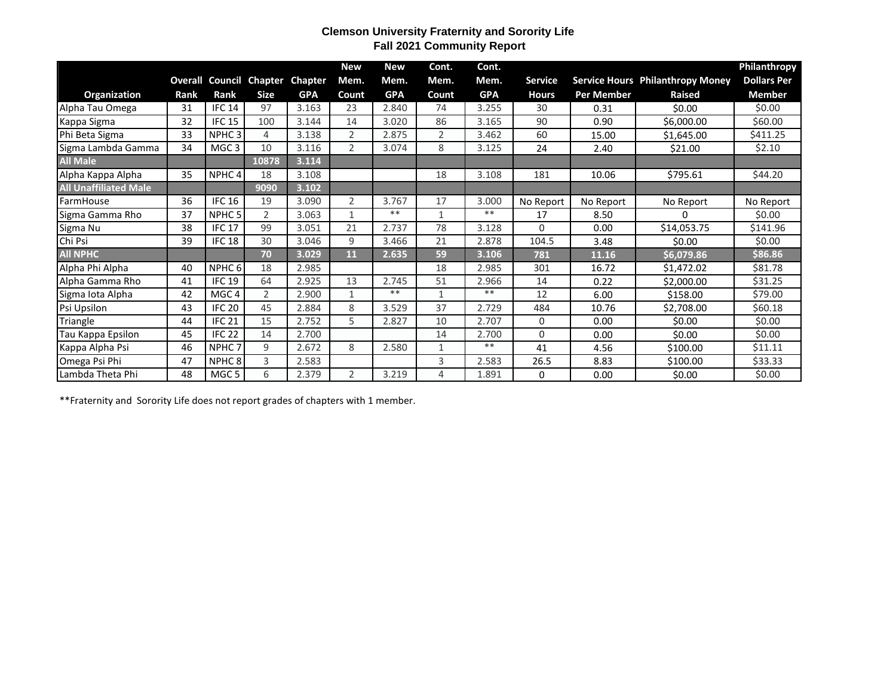**Clemson University Fraternity and Sorority Life**
**Fall 2021 Community Report**

| Organization | Overall Rank | Council Rank | Chapter Size | Chapter GPA | New Mem. Count | New Mem. GPA | Cont. Mem. Count | Cont. Mem. GPA | Service Hours | Service Hours Per Member | Philanthropy Money Raised | Philanthropy Dollars Per Member |
|---|---|---|---|---|---|---|---|---|---|---|---|---|
| Alpha Tau Omega | 31 | IFC 14 | 97 | 3.163 | 23 | 2.840 | 74 | 3.255 | 30 | 0.31 | $0.00 | $0.00 |
| Kappa Sigma | 32 | IFC 15 | 100 | 3.144 | 14 | 3.020 | 86 | 3.165 | 90 | 0.90 | $6,000.00 | $60.00 |
| Phi Beta Sigma | 33 | NPHC 3 | 4 | 3.138 | 2 | 2.875 | 2 | 3.462 | 60 | 15.00 | $1,645.00 | $411.25 |
| Sigma Lambda Gamma | 34 | MGC 3 | 10 | 3.116 | 2 | 3.074 | 8 | 3.125 | 24 | 2.40 | $21.00 | $2.10 |
| **All Male** | | | **10878** | **3.114** | | | | | | | | |
| Alpha Kappa Alpha | 35 | NPHC 4 | 18 | 3.108 | | | 18 | 3.108 | 181 | 10.06 | $795.61 | $44.20 |
| **All Unaffiliated Male** | | | **9090** | **3.102** | | | | | | | | |
| FarmHouse | 36 | IFC 16 | 19 | 3.090 | 2 | 3.767 | 17 | 3.000 | No Report | No Report | No Report | No Report |
| Sigma Gamma Rho | 37 | NPHC 5 | 2 | 3.063 | 1 | ** | 1 | ** | 17 | 8.50 | 0 | $0.00 |
| Sigma Nu | 38 | IFC 17 | 99 | 3.051 | 21 | 2.737 | 78 | 3.128 | 0 | 0.00 | $14,053.75 | $141.96 |
| Chi Psi | 39 | IFC 18 | 30 | 3.046 | 9 | 3.466 | 21 | 2.878 | 104.5 | 3.48 | $0.00 | $0.00 |
| **All NPHC** | | | **70** | **3.029** | **11** | **2.635** | **59** | **3.106** | **781** | **11.16** | **$6,079.86** | **$86.86** |
| Alpha Phi Alpha | 40 | NPHC 6 | 18 | 2.985 | | | 18 | 2.985 | 301 | 16.72 | $1,472.02 | $81.78 |
| Alpha Gamma Rho | 41 | IFC 19 | 64 | 2.925 | 13 | 2.745 | 51 | 2.966 | 14 | 0.22 | $2,000.00 | $31.25 |
| Sigma Iota Alpha | 42 | MGC 4 | 2 | 2.900 | 1 | ** | 1 | ** | 12 | 6.00 | $158.00 | $79.00 |
| Psi Upsilon | 43 | IFC 20 | 45 | 2.884 | 8 | 3.529 | 37 | 2.729 | 484 | 10.76 | $2,708.00 | $60.18 |
| Triangle | 44 | IFC 21 | 15 | 2.752 | 5 | 2.827 | 10 | 2.707 | 0 | 0.00 | $0.00 | $0.00 |
| Tau Kappa Epsilon | 45 | IFC 22 | 14 | 2.700 | | | 14 | 2.700 | 0 | 0.00 | $0.00 | $0.00 |
| Kappa Alpha Psi | 46 | NPHC 7 | 9 | 2.672 | 8 | 2.580 | 1 | ** | 41 | 4.56 | $100.00 | $11.11 |
| Omega Psi Phi | 47 | NPHC 8 | 3 | 2.583 | | | 3 | 2.583 | 26.5 | 8.83 | $100.00 | $33.33 |
| Lambda Theta Phi | 48 | MGC 5 | 6 | 2.379 | 2 | 3.219 | 4 | 1.891 | 0 | 0.00 | $0.00 | $0.00 |

**Fraternity and  Sorority Life does not report grades of chapters with 1 member.